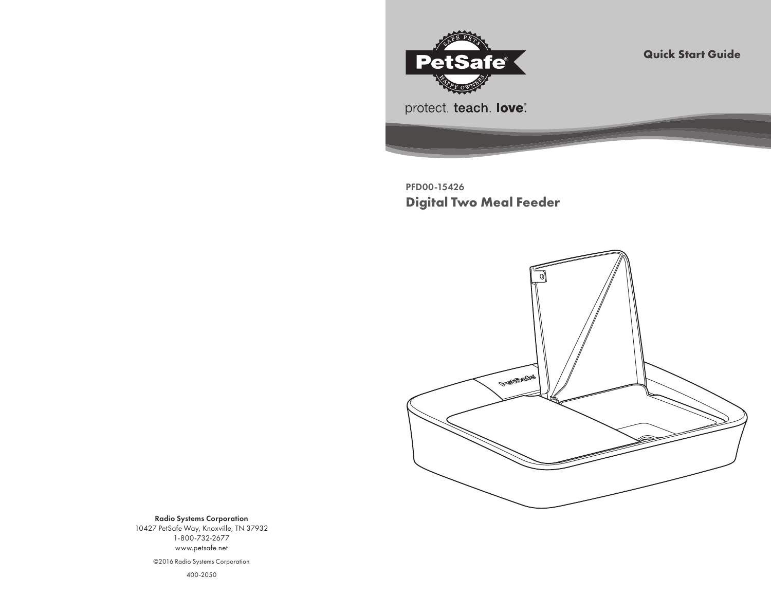PetSafe®

protect. teach. love.®

Quick Start Guide

PFD00-15426

# Digital Two Meal Feeder

**Radio Systems Corporation**
10427 PetSafe Way, Knoxville, TN 37932
1-800-732-2677
www.petsafe.net

©2016 Radio Systems Corporation

400-2050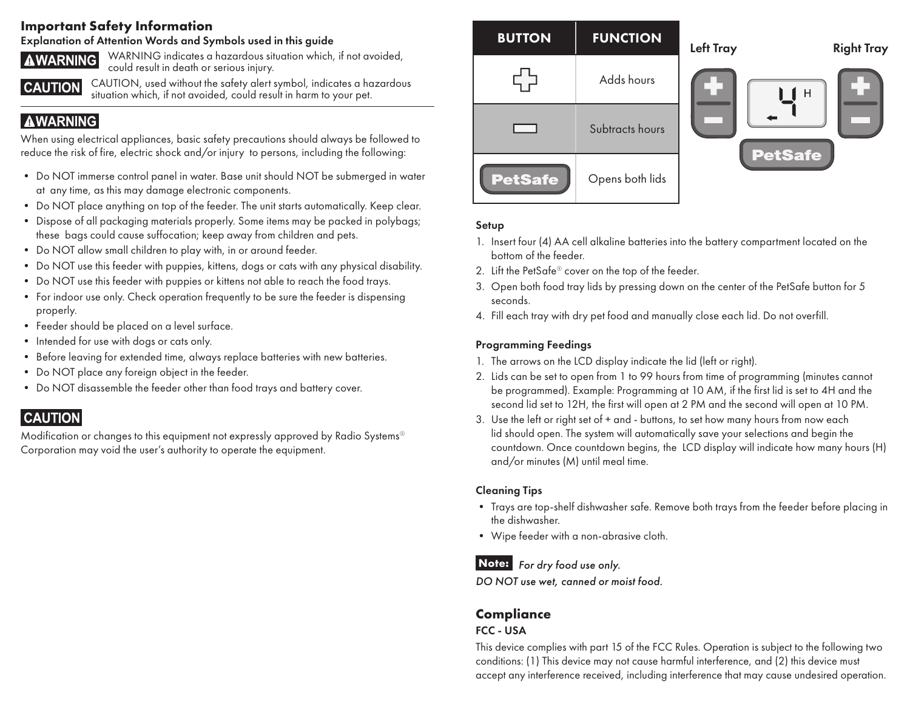## Important Safety Information

**Explanation of Attention Words and Symbols used in this guide**

**⚠WARNING** WARNING indicates a hazardous situation which, if not avoided, could result in death or serious injury.

**CAUTION** CAUTION, used without the safety alert symbol, indicates a hazardous situation which, if not avoided, could result in harm to your pet.

### ⚠WARNING

When using electrical appliances, basic safety precautions should always be followed to reduce the risk of fire, electric shock and/or injury to persons, including the following:

- Do NOT immerse control panel in water. Base unit should NOT be submerged in water at any time, as this may damage electronic components.
- Do NOT place anything on top of the feeder. The unit starts automatically. Keep clear.
- Dispose of all packaging materials properly. Some items may be packed in polybags; these bags could cause suffocation; keep away from children and pets.
- Do NOT allow small children to play with, in or around feeder.
- Do NOT use this feeder with puppies, kittens, dogs or cats with any physical disability.
- Do NOT use this feeder with puppies or kittens not able to reach the food trays.
- For indoor use only. Check operation frequently to be sure the feeder is dispensing properly.
- Feeder should be placed on a level surface.
- Intended for use with dogs or cats only.
- Before leaving for extended time, always replace batteries with new batteries.
- Do NOT place any foreign object in the feeder.
- Do NOT disassemble the feeder other than food trays and battery cover.

### CAUTION

Modification or changes to this equipment not expressly approved by Radio Systems® Corporation may void the user's authority to operate the equipment.

| BUTTON | FUNCTION |
|---|---|
| + | Adds hours |
| − | Subtracts hours |
| PetSafe | Opens both lids |

Left Tray | Right Tray

4 H

PetSafe

### Setup

1. Insert four (4) AA cell alkaline batteries into the battery compartment located on the bottom of the feeder.
2. Lift the PetSafe® cover on the top of the feeder.
3. Open both food tray lids by pressing down on the center of the PetSafe button for 5 seconds.
4. Fill each tray with dry pet food and manually close each lid. Do not overfill.

### Programming Feedings

1. The arrows on the LCD display indicate the lid (left or right).
2. Lids can be set to open from 1 to 99 hours from time of programming (minutes cannot be programmed). Example: Programming at 10 AM, if the first lid is set to 4H and the second lid set to 12H, the first will open at 2 PM and the second will open at 10 PM.
3. Use the left or right set of + and - buttons, to set how many hours from now each lid should open. The system will automatically save your selections and begin the countdown. Once countdown begins, the LCD display will indicate how many hours (H) and/or minutes (M) until meal time.

### Cleaning Tips

- Trays are top-shelf dishwasher safe. Remove both trays from the feeder before placing in the dishwasher.
- Wipe feeder with a non-abrasive cloth.

**Note:** *For dry food use only.*
*DO NOT use wet, canned or moist food.*

## Compliance

### FCC - USA

This device complies with part 15 of the FCC Rules. Operation is subject to the following two conditions: (1) This device may not cause harmful interference, and (2) this device must accept any interference received, including interference that may cause undesired operation.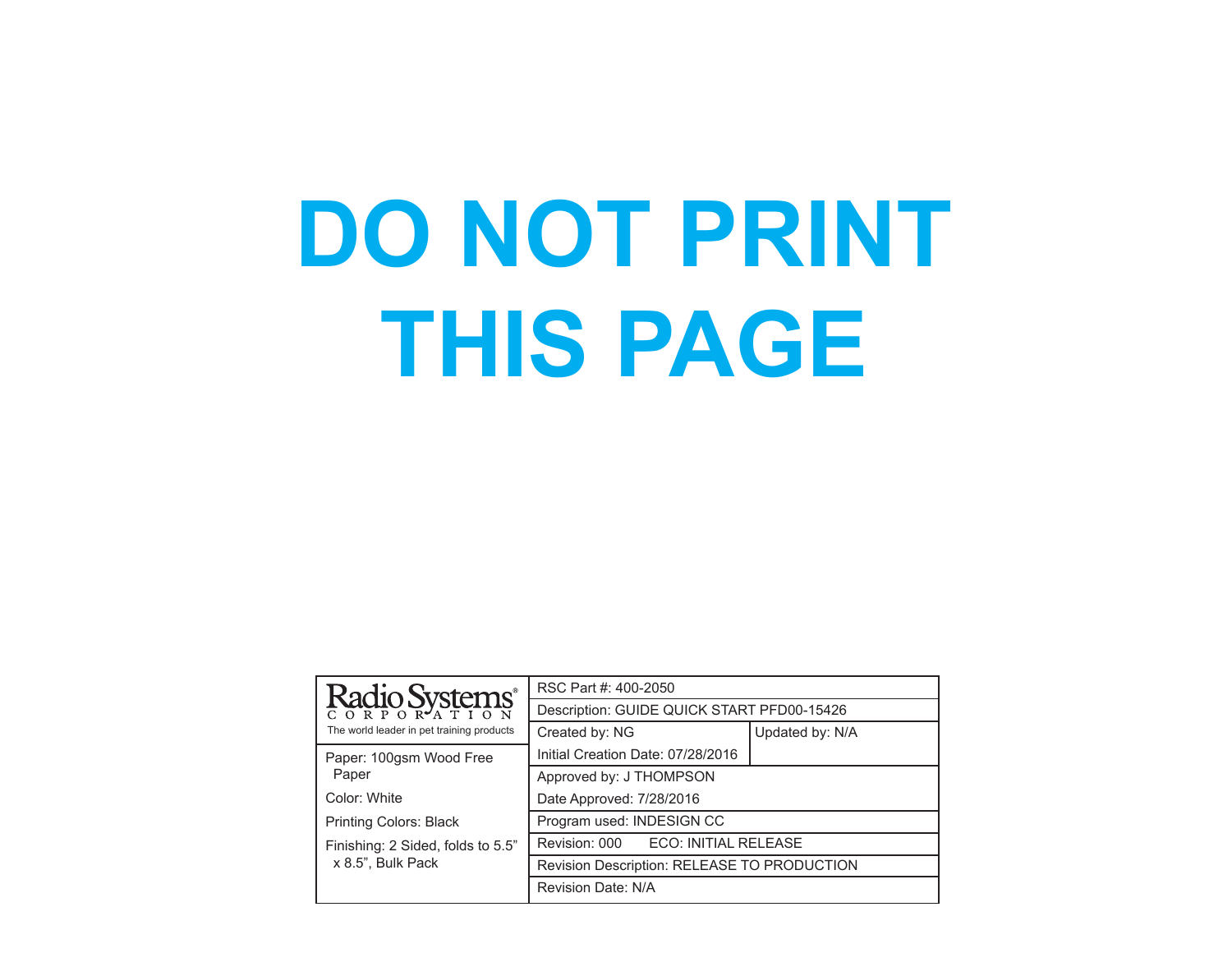# DO NOT PRINT THIS PAGE

| | |
|---|---|
| Radio Systems® CORPORATION<br>The world leader in pet training products | RSC Part #: 400-2050 |
| | Description: GUIDE QUICK START PFD00-15426 |
| Paper: 100gsm Wood Free Paper | Created by: NG — Initial Creation Date: 07/28/2016 — Updated by: N/A |
| Color: White | Approved by: J THOMPSON |
| Printing Colors: Black | Date Approved: 7/28/2016 |
| Finishing: 2 Sided, folds to 5.5” x 8.5”, Bulk Pack | Program used: INDESIGN CC |
| | Revision: 000 ECO: INITIAL RELEASE |
| | Revision Description: RELEASE TO PRODUCTION |
| | Revision Date: N/A |